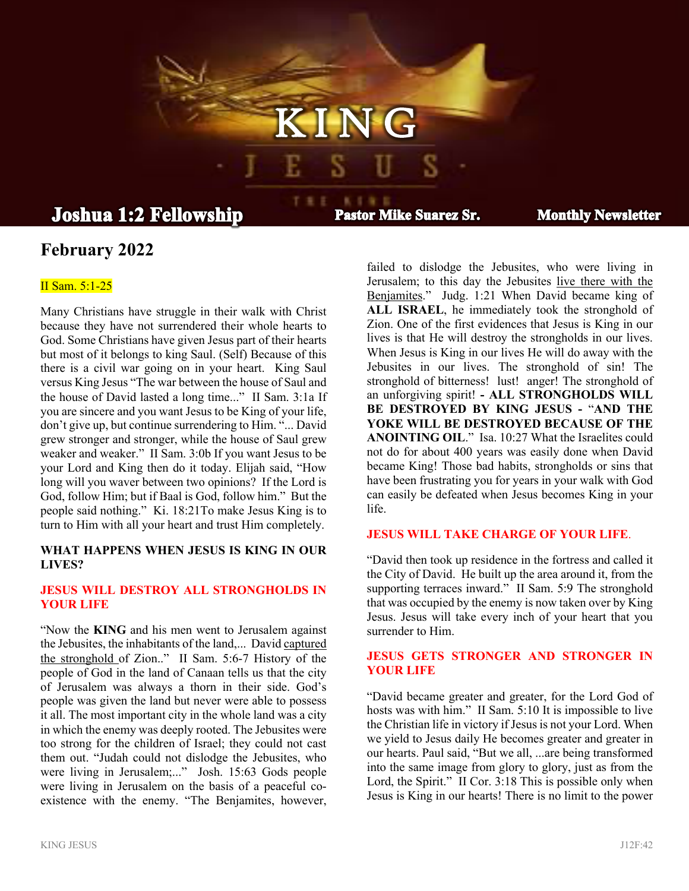Joshua 1:2 Fellowship — Pastor Mike Suarez Sr. — Monthly Newsletter

# KING JESUS

## February 2022

II Sam. 5:1-25

Many Christians have struggle in their walk with Christ because they have not surrendered their whole hearts to God. Some Christians have given Jesus part of their hearts but most of it belongs to king Saul. (Self) Because of this there is a civil war going on in your heart. King Saul versus King Jesus "The war between the house of Saul and the house of David lasted a long time..." II Sam. 3:1a If you are sincere and you want Jesus to be King of your life, don't give up, but continue surrendering to Him. "... David grew stronger and stronger, while the house of Saul grew weaker and weaker." II Sam. 3:0b If you want Jesus to be your Lord and King then do it today. Elijah said, "How long will you waver between two opinions? If the Lord is God, follow Him; but if Baal is God, follow him." But the people said nothing." Ki. 18:21To make Jesus King is to turn to Him with all your heart and trust Him completely.

**WHAT HAPPENS WHEN JESUS IS KING IN OUR LIVES?**

**JESUS WILL DESTROY ALL STRONGHOLDS IN YOUR LIFE**

"Now the **KING** and his men went to Jerusalem against the Jebusites, the inhabitants of the land,... David captured the stronghold of Zion.." II Sam. 5:6-7 History of the people of God in the land of Canaan tells us that the city of Jerusalem was always a thorn in their side. God's people was given the land but never were able to possess it all. The most important city in the whole land was a city in which the enemy was deeply rooted. The Jebusites were too strong for the children of Israel; they could not cast them out. "Judah could not dislodge the Jebusites, who were living in Jerusalem;..." Josh. 15:63 Gods people were living in Jerusalem on the basis of a peaceful co-existence with the enemy. "The Benjamites, however, failed to dislodge the Jebusites, who were living in Jerusalem; to this day the Jebusites live there with the Benjamites." Judg. 1:21 When David became king of **ALL ISRAEL**, he immediately took the stronghold of Zion. One of the first evidences that Jesus is King in our lives is that He will destroy the strongholds in our lives. When Jesus is King in our lives He will do away with the Jebusites in our lives. The stronghold of sin! The stronghold of bitterness! lust! anger! The stronghold of an unforgiving spirit! **- ALL STRONGHOLDS WILL BE DESTROYED BY KING JESUS -** "**AND THE YOKE WILL BE DESTROYED BECAUSE OF THE ANOINTING OIL**." Isa. 10:27 What the Israelites could not do for about 400 years was easily done when David became King! Those bad habits, strongholds or sins that have been frustrating you for years in your walk with God can easily be defeated when Jesus becomes King in your life.

**JESUS WILL TAKE CHARGE OF YOUR LIFE.**

"David then took up residence in the fortress and called it the City of David. He built up the area around it, from the supporting terraces inward." II Sam. 5:9 The stronghold that was occupied by the enemy is now taken over by King Jesus. Jesus will take every inch of your heart that you surrender to Him.

**JESUS GETS STRONGER AND STRONGER IN YOUR LIFE**

"David became greater and greater, for the Lord God of hosts was with him." II Sam. 5:10 It is impossible to live the Christian life in victory if Jesus is not your Lord. When we yield to Jesus daily He becomes greater and greater in our hearts. Paul said, "But we all, ...are being transformed into the same image from glory to glory, just as from the Lord, the Spirit." II Cor. 3:18 This is possible only when Jesus is King in our hearts! There is no limit to the power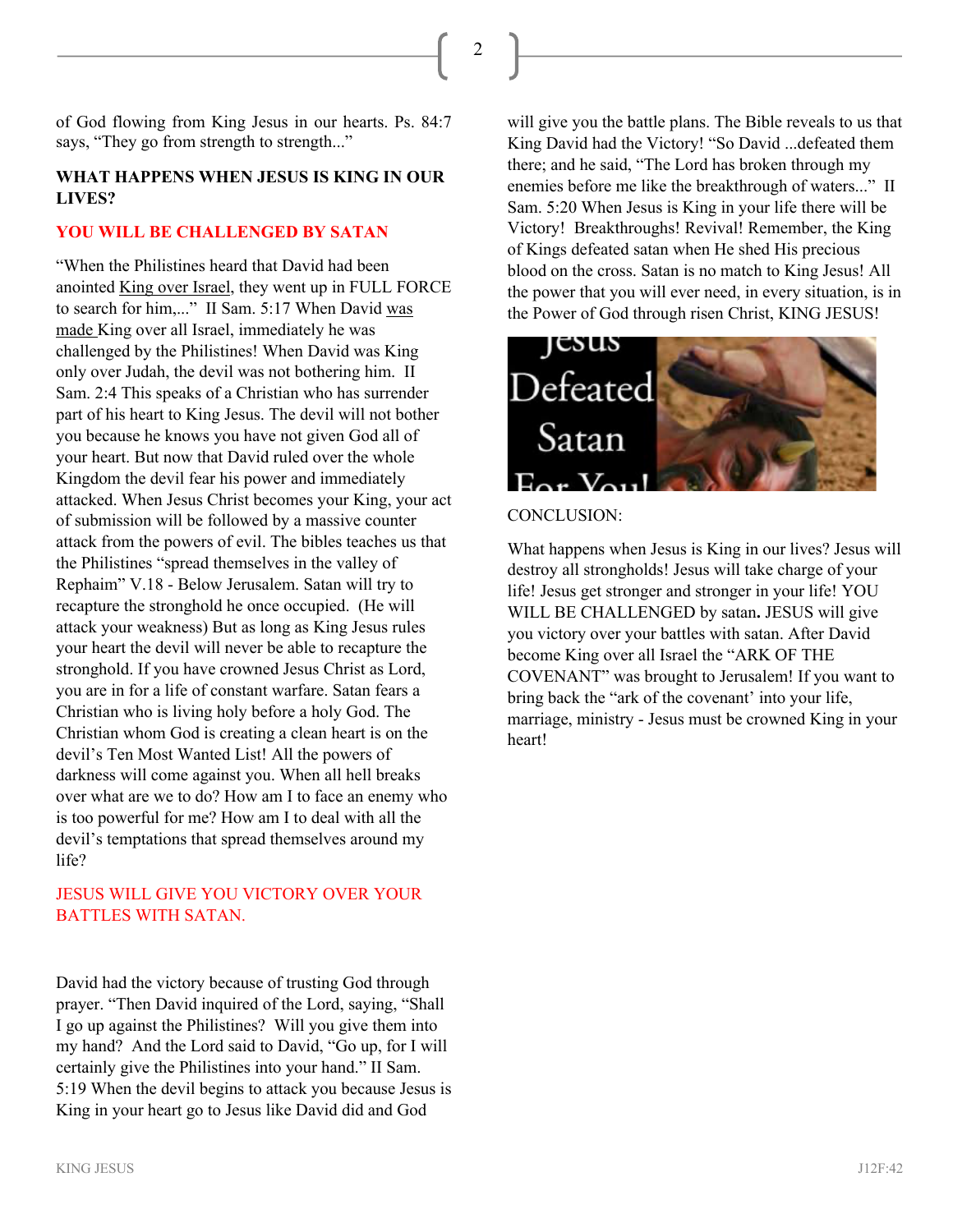of God flowing from King Jesus in our hearts. Ps. 84:7 says, “They go from strength to strength...”

**WHAT HAPPENS WHEN JESUS IS KING IN OUR LIVES?**

## YOU WILL BE CHALLENGED BY SATAN

“When the Philistines heard that David had been anointed King over Israel, they went up in FULL FORCE to search for him,...” II Sam. 5:17 When David was made King over all Israel, immediately he was challenged by the Philistines! When David was King only over Judah, the devil was not bothering him. II Sam. 2:4 This speaks of a Christian who has surrender part of his heart to King Jesus. The devil will not bother you because he knows you have not given God all of your heart. But now that David ruled over the whole Kingdom the devil fear his power and immediately attacked. When Jesus Christ becomes your King, your act of submission will be followed by a massive counter attack from the powers of evil. The bibles teaches us that the Philistines “spread themselves in the valley of Rephaim” V.18 - Below Jerusalem. Satan will try to recapture the stronghold he once occupied. (He will attack your weakness) But as long as King Jesus rules your heart the devil will never be able to recapture the stronghold. If you have crowned Jesus Christ as Lord, you are in for a life of constant warfare. Satan fears a Christian who is living holy before a holy God. The Christian whom God is creating a clean heart is on the devil’s Ten Most Wanted List! All the powers of darkness will come against you. When all hell breaks over what are we to do? How am I to face an enemy who is too powerful for me? How am I to deal with all the devil’s temptations that spread themselves around my life?

## JESUS WILL GIVE YOU VICTORY OVER YOUR BATTLES WITH SATAN.

David had the victory because of trusting God through prayer. “Then David inquired of the Lord, saying, “Shall I go up against the Philistines? Will you give them into my hand? And the Lord said to David, “Go up, for I will certainly give the Philistines into your hand.” II Sam. 5:19 When the devil begins to attack you because Jesus is King in your heart go to Jesus like David did and God will give you the battle plans. The Bible reveals to us that King David had the Victory! “So David ...defeated them there; and he said, “The Lord has broken through my enemies before me like the breakthrough of waters...” II Sam. 5:20 When Jesus is King in your life there will be Victory! Breakthroughs! Revival! Remember, the King of Kings defeated satan when He shed His precious blood on the cross. Satan is no match to King Jesus! All the power that you will ever need, in every situation, is in the Power of God through risen Christ, KING JESUS!

Jesus Defeated Satan For You!

CONCLUSION:

What happens when Jesus is King in our lives? Jesus will destroy all strongholds! Jesus will take charge of your life! Jesus get stronger and stronger in your life! YOU WILL BE CHALLENGED by satan**.** JESUS will give you victory over your battles with satan. After David become King over all Israel the “ARK OF THE COVENANT” was brought to Jerusalem! If you want to bring back the “ark of the covenant’ into your life, marriage, ministry - Jesus must be crowned King in your heart!